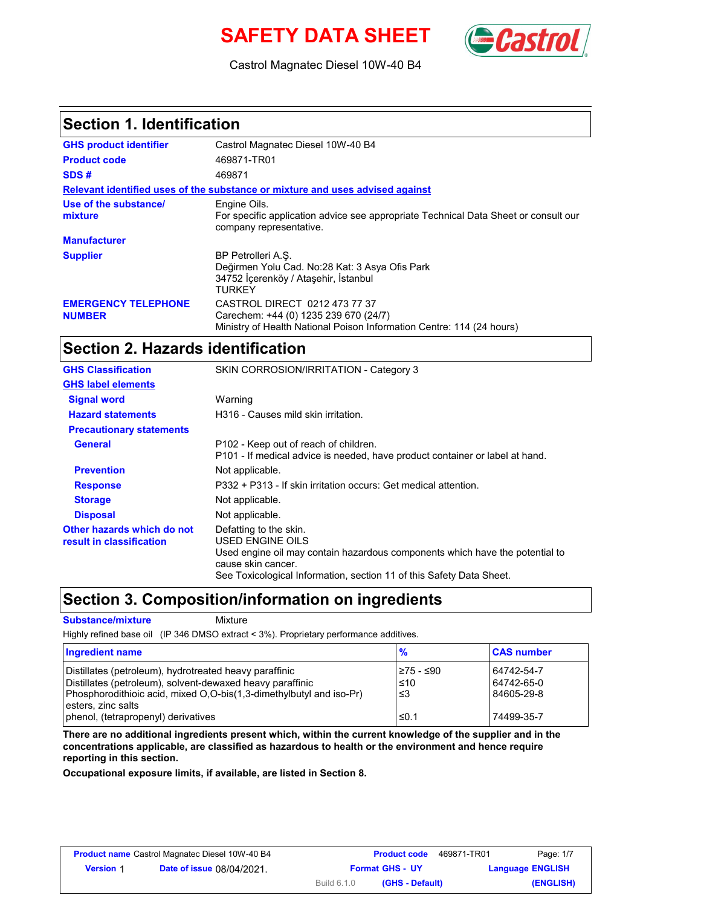# SAFETY DATA SHEET

Castrol Magnatec Diesel 10W-40 B4

## Section 1. Identification

| | |
|---|---|
| **GHS product identifier** | Castrol Magnatec Diesel 10W-40 B4 |
| **Product code** | 469871-TR01 |
| **SDS #** | 469871 |

**Relevant identified uses of the substance or mixture and uses advised against**

| | |
|---|---|
| **Use of the substance/ mixture** | Engine Oils.<br>For specific application advice see appropriate Technical Data Sheet or consult our company representative. |
| **Manufacturer** | |
| **Supplier** | BP Petrolleri A.Ş.<br>Değirmen Yolu Cad. No:28 Kat: 3 Asya Ofis Park<br>34752 İçerenköy / Ataşehir, İstanbul<br>TURKEY |
| **EMERGENCY TELEPHONE NUMBER** | CASTROL DIRECT 0212 473 77 37<br>Carechem: +44 (0) 1235 239 670 (24/7)<br>Ministry of Health National Poison Information Centre: 114 (24 hours) |

## Section 2. Hazards identification

| | |
|---|---|
| **GHS Classification** | SKIN CORROSION/IRRITATION - Category 3 |
| **GHS label elements** | |
| **Signal word** | Warning |
| **Hazard statements** | H316 - Causes mild skin irritation. |
| **Precautionary statements** | |
| **General** | P102 - Keep out of reach of children.<br>P101 - If medical advice is needed, have product container or label at hand. |
| **Prevention** | Not applicable. |
| **Response** | P332 + P313 - If skin irritation occurs: Get medical attention. |
| **Storage** | Not applicable. |
| **Disposal** | Not applicable. |
| **Other hazards which do not result in classification** | Defatting to the skin.<br>USED ENGINE OILS<br>Used engine oil may contain hazardous components which have the potential to cause skin cancer.<br>See Toxicological Information, section 11 of this Safety Data Sheet. |

## Section 3. Composition/information on ingredients

**Substance/mixture** Mixture

Highly refined base oil (IP 346 DMSO extract < 3%). Proprietary performance additives.

| Ingredient name | % | CAS number |
|---|---|---|
| Distillates (petroleum), hydrotreated heavy paraffinic | ≥75 - ≤90 | 64742-54-7 |
| Distillates (petroleum), solvent-dewaxed heavy paraffinic | ≤10 | 64742-65-0 |
| Phosphorodithioic acid, mixed O,O-bis(1,3-dimethylbutyl and iso-Pr) esters, zinc salts | ≤3 | 84605-29-8 |
| phenol, (tetrapropenyl) derivatives | ≤0.1 | 74499-35-7 |

**There are no additional ingredients present which, within the current knowledge of the supplier and in the concentrations applicable, are classified as hazardous to health or the environment and hence require reporting in this section.**

**Occupational exposure limits, if available, are listed in Section 8.**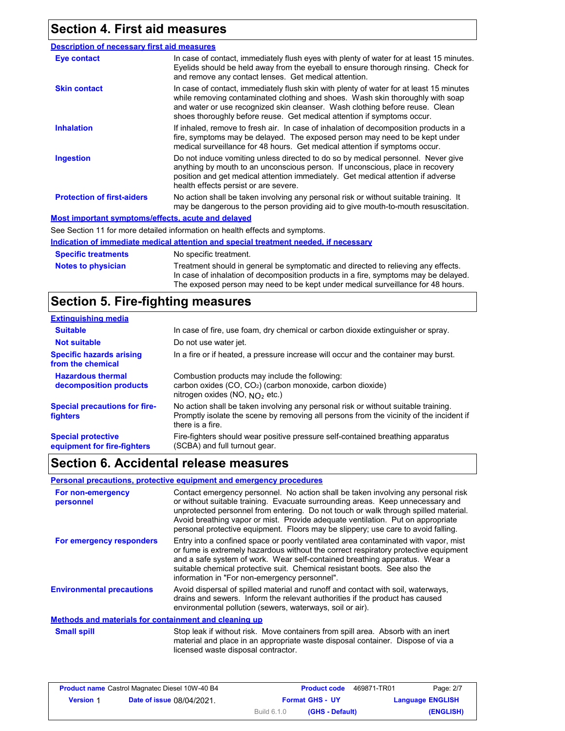## Section 4. First aid measures

### Description of necessary first aid measures

| | |
|---|---|
| **Eye contact** | In case of contact, immediately flush eyes with plenty of water for at least 15 minutes. Eyelids should be held away from the eyeball to ensure thorough rinsing. Check for and remove any contact lenses. Get medical attention. |
| **Skin contact** | In case of contact, immediately flush skin with plenty of water for at least 15 minutes while removing contaminated clothing and shoes. Wash skin thoroughly with soap and water or use recognized skin cleanser. Wash clothing before reuse. Clean shoes thoroughly before reuse. Get medical attention if symptoms occur. |
| **Inhalation** | If inhaled, remove to fresh air. In case of inhalation of decomposition products in a fire, symptoms may be delayed. The exposed person may need to be kept under medical surveillance for 48 hours. Get medical attention if symptoms occur. |
| **Ingestion** | Do not induce vomiting unless directed to do so by medical personnel. Never give anything by mouth to an unconscious person. If unconscious, place in recovery position and get medical attention immediately. Get medical attention if adverse health effects persist or are severe. |
| **Protection of first-aiders** | No action shall be taken involving any personal risk or without suitable training. It may be dangerous to the person providing aid to give mouth-to-mouth resuscitation. |

### Most important symptoms/effects, acute and delayed

See Section 11 for more detailed information on health effects and symptoms.

### Indication of immediate medical attention and special treatment needed, if necessary

| | |
|---|---|
| **Specific treatments** | No specific treatment. |
| **Notes to physician** | Treatment should in general be symptomatic and directed to relieving any effects. In case of inhalation of decomposition products in a fire, symptoms may be delayed. The exposed person may need to be kept under medical surveillance for 48 hours. |

## Section 5. Fire-fighting measures

### Extinguishing media

| | |
|---|---|
| **Suitable** | In case of fire, use foam, dry chemical or carbon dioxide extinguisher or spray. |
| **Not suitable** | Do not use water jet. |
| **Specific hazards arising from the chemical** | In a fire or if heated, a pressure increase will occur and the container may burst. |
| **Hazardous thermal decomposition products** | Combustion products may include the following: carbon oxides (CO, $CO_2$) (carbon monoxide, carbon dioxide) nitrogen oxides (NO, $NO_2$ etc.) |
| **Special precautions for fire-fighters** | No action shall be taken involving any personal risk or without suitable training. Promptly isolate the scene by removing all persons from the vicinity of the incident if there is a fire. |
| **Special protective equipment for fire-fighters** | Fire-fighters should wear positive pressure self-contained breathing apparatus (SCBA) and full turnout gear. |

## Section 6. Accidental release measures

### Personal precautions, protective equipment and emergency procedures

| | |
|---|---|
| **For non-emergency personnel** | Contact emergency personnel. No action shall be taken involving any personal risk or without suitable training. Evacuate surrounding areas. Keep unnecessary and unprotected personnel from entering. Do not touch or walk through spilled material. Avoid breathing vapor or mist. Provide adequate ventilation. Put on appropriate personal protective equipment. Floors may be slippery; use care to avoid falling. |
| **For emergency responders** | Entry into a confined space or poorly ventilated area contaminated with vapor, mist or fume is extremely hazardous without the correct respiratory protective equipment and a safe system of work. Wear self-contained breathing apparatus. Wear a suitable chemical protective suit. Chemical resistant boots. See also the information in "For non-emergency personnel". |
| **Environmental precautions** | Avoid dispersal of spilled material and runoff and contact with soil, waterways, drains and sewers. Inform the relevant authorities if the product has caused environmental pollution (sewers, waterways, soil or air). |

### Methods and materials for containment and cleaning up

| | |
|---|---|
| **Small spill** | Stop leak if without risk. Move containers from spill area. Absorb with an inert material and place in an appropriate waste disposal container. Dispose of via a licensed waste disposal contractor. |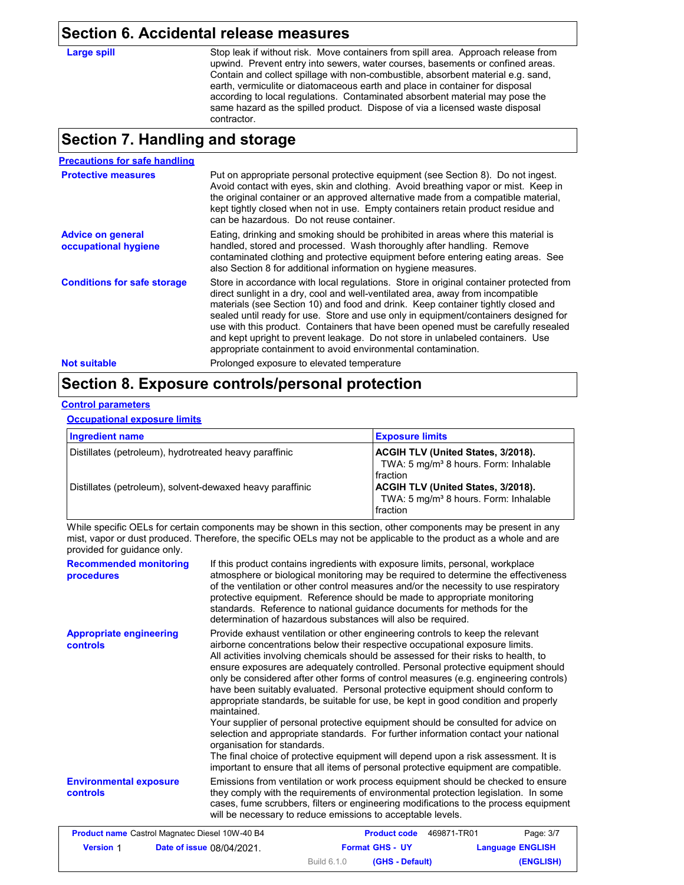## Section 6. Accidental release measures

**Large spill**

Stop leak if without risk. Move containers from spill area. Approach release from upwind. Prevent entry into sewers, water courses, basements or confined areas. Contain and collect spillage with non-combustible, absorbent material e.g. sand, earth, vermiculite or diatomaceous earth and place in container for disposal according to local regulations. Contaminated absorbent material may pose the same hazard as the spilled product. Dispose of via a licensed waste disposal contractor.

## Section 7. Handling and storage

**Precautions for safe handling**

**Protective measures**

Put on appropriate personal protective equipment (see Section 8). Do not ingest. Avoid contact with eyes, skin and clothing. Avoid breathing vapor or mist. Keep in the original container or an approved alternative made from a compatible material, kept tightly closed when not in use. Empty containers retain product residue and can be hazardous. Do not reuse container.

**Advice on general occupational hygiene**

Eating, drinking and smoking should be prohibited in areas where this material is handled, stored and processed. Wash thoroughly after handling. Remove contaminated clothing and protective equipment before entering eating areas. See also Section 8 for additional information on hygiene measures.

**Conditions for safe storage**

Store in accordance with local regulations. Store in original container protected from direct sunlight in a dry, cool and well-ventilated area, away from incompatible materials (see Section 10) and food and drink. Keep container tightly closed and sealed until ready for use. Store and use only in equipment/containers designed for use with this product. Containers that have been opened must be carefully resealed and kept upright to prevent leakage. Do not store in unlabeled containers. Use appropriate containment to avoid environmental contamination.

**Not suitable**

Prolonged exposure to elevated temperature

## Section 8. Exposure controls/personal protection

**Control parameters**

**Occupational exposure limits**

| Ingredient name | Exposure limits |
|---|---|
| Distillates (petroleum), hydrotreated heavy paraffinic | **ACGIH TLV (United States, 3/2018).** TWA: 5 mg/m³ 8 hours. Form: Inhalable fraction |
| Distillates (petroleum), solvent-dewaxed heavy paraffinic | **ACGIH TLV (United States, 3/2018).** TWA: 5 mg/m³ 8 hours. Form: Inhalable fraction |

While specific OELs for certain components may be shown in this section, other components may be present in any mist, vapor or dust produced. Therefore, the specific OELs may not be applicable to the product as a whole and are provided for guidance only.

**Recommended monitoring procedures**

If this product contains ingredients with exposure limits, personal, workplace atmosphere or biological monitoring may be required to determine the effectiveness of the ventilation or other control measures and/or the necessity to use respiratory protective equipment. Reference should be made to appropriate monitoring standards. Reference to national guidance documents for methods for the determination of hazardous substances will also be required.

**Appropriate engineering controls**

Provide exhaust ventilation or other engineering controls to keep the relevant airborne concentrations below their respective occupational exposure limits.
All activities involving chemicals should be assessed for their risks to health, to ensure exposures are adequately controlled. Personal protective equipment should only be considered after other forms of control measures (e.g. engineering controls) have been suitably evaluated. Personal protective equipment should conform to appropriate standards, be suitable for use, be kept in good condition and properly maintained.
Your supplier of personal protective equipment should be consulted for advice on selection and appropriate standards. For further information contact your national organisation for standards.
The final choice of protective equipment will depend upon a risk assessment. It is important to ensure that all items of personal protective equipment are compatible.

**Environmental exposure controls**

Emissions from ventilation or work process equipment should be checked to ensure they comply with the requirements of environmental protection legislation. In some cases, fume scrubbers, filters or engineering modifications to the process equipment will be necessary to reduce emissions to acceptable levels.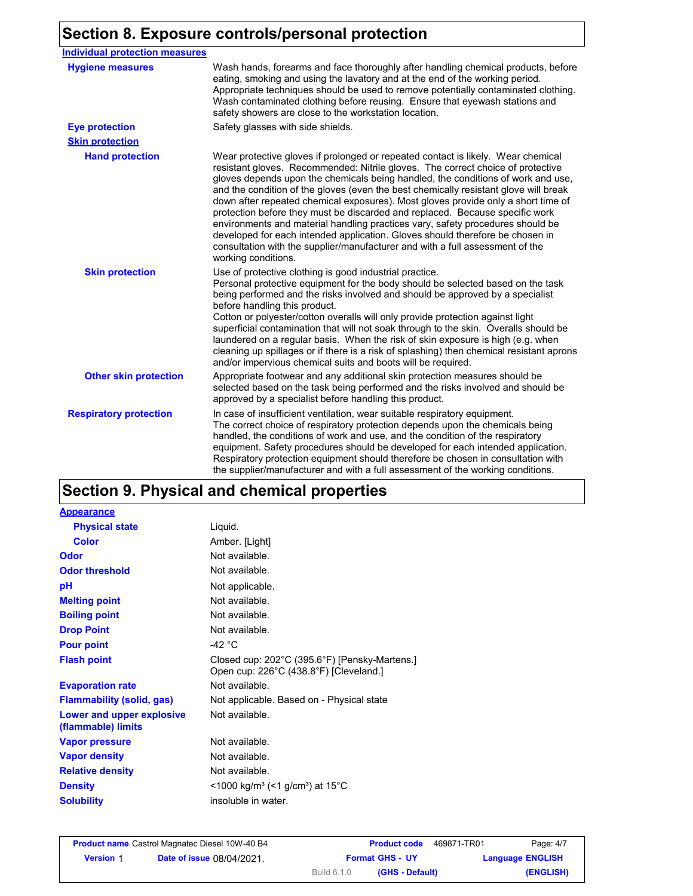## Section 8. Exposure controls/personal protection

**Individual protection measures**

| | |
|---|---|
| **Hygiene measures** | Wash hands, forearms and face thoroughly after handling chemical products, before eating, smoking and using the lavatory and at the end of the working period. Appropriate techniques should be used to remove potentially contaminated clothing. Wash contaminated clothing before reusing. Ensure that eyewash stations and safety showers are close to the workstation location. |
| **Eye protection** | Safety glasses with side shields. |
| **Skin protection** | |
| **Hand protection** | Wear protective gloves if prolonged or repeated contact is likely. Wear chemical resistant gloves. Recommended: Nitrile gloves. The correct choice of protective gloves depends upon the chemicals being handled, the conditions of work and use, and the condition of the gloves (even the best chemically resistant glove will break down after repeated chemical exposures). Most gloves provide only a short time of protection before they must be discarded and replaced. Because specific work environments and material handling practices vary, safety procedures should be developed for each intended application. Gloves should therefore be chosen in consultation with the supplier/manufacturer and with a full assessment of the working conditions. |
| **Skin protection** | Use of protective clothing is good industrial practice. Personal protective equipment for the body should be selected based on the task being performed and the risks involved and should be approved by a specialist before handling this product. Cotton or polyester/cotton overalls will only provide protection against light superficial contamination that will not soak through to the skin. Overalls should be laundered on a regular basis. When the risk of skin exposure is high (e.g. when cleaning up spillages or if there is a risk of splashing) then chemical resistant aprons and/or impervious chemical suits and boots will be required. |
| **Other skin protection** | Appropriate footwear and any additional skin protection measures should be selected based on the task being performed and the risks involved and should be approved by a specialist before handling this product. |
| **Respiratory protection** | In case of insufficient ventilation, wear suitable respiratory equipment. The correct choice of respiratory protection depends upon the chemicals being handled, the conditions of work and use, and the condition of the respiratory equipment. Safety procedures should be developed for each intended application. Respiratory protection equipment should therefore be chosen in consultation with the supplier/manufacturer and with a full assessment of the working conditions. |

## Section 9. Physical and chemical properties

**Appearance**

| | |
|---|---|
| **Physical state** | Liquid. |
| **Color** | Amber. [Light] |
| **Odor** | Not available. |
| **Odor threshold** | Not available. |
| **pH** | Not applicable. |
| **Melting point** | Not available. |
| **Boiling point** | Not available. |
| **Drop Point** | Not available. |
| **Pour point** | -42 °C |
| **Flash point** | Closed cup: 202°C (395.6°F) [Pensky-Martens.]<br>Open cup: 226°C (438.8°F) [Cleveland.] |
| **Evaporation rate** | Not available. |
| **Flammability (solid, gas)** | Not applicable. Based on - Physical state |
| **Lower and upper explosive (flammable) limits** | Not available. |
| **Vapor pressure** | Not available. |
| **Vapor density** | Not available. |
| **Relative density** | Not available. |
| **Density** | <1000 kg/m³ (<1 g/cm³) at 15°C |
| **Solubility** | insoluble in water. |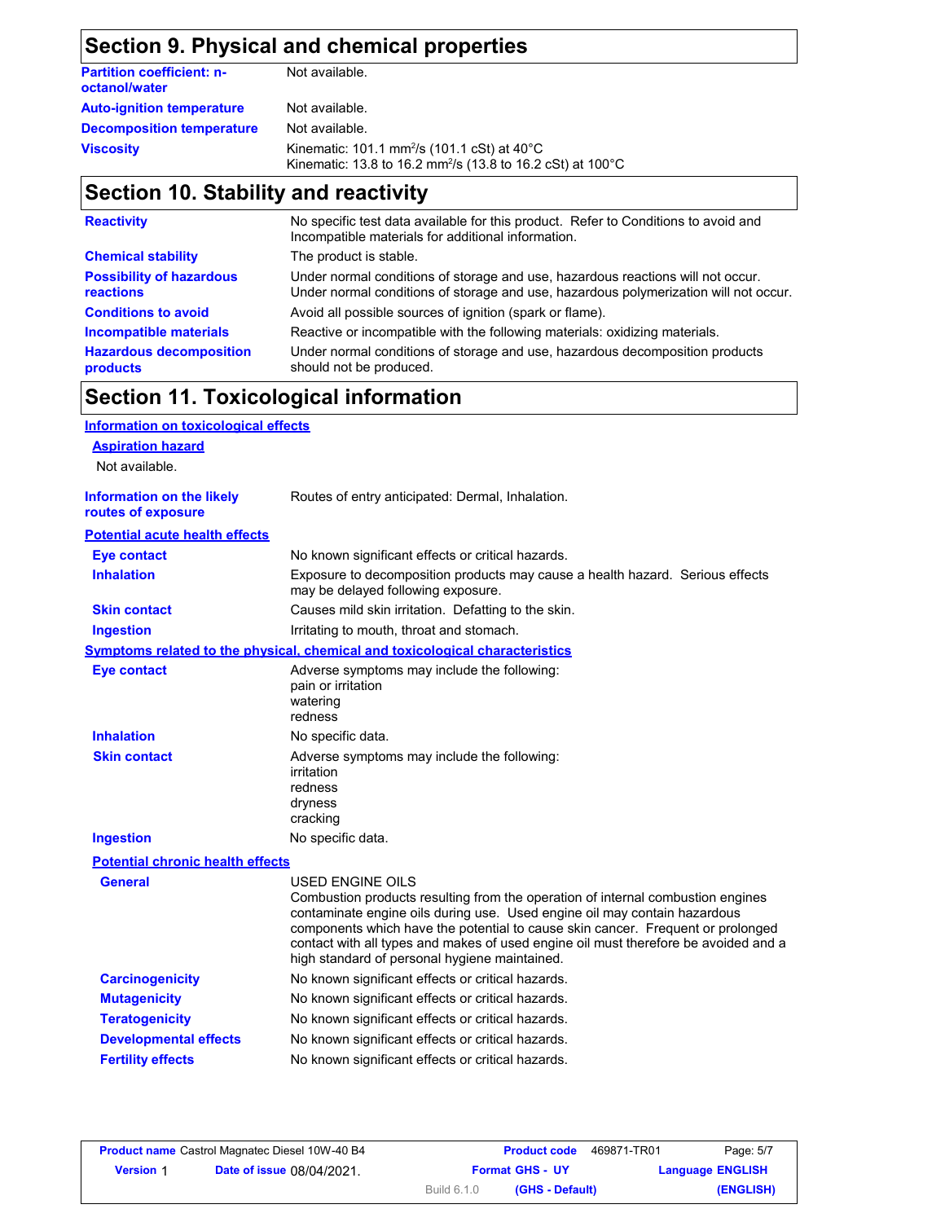## Section 9. Physical and chemical properties

| | |
|---|---|
| **Partition coefficient: n-octanol/water** | Not available. |
| **Auto-ignition temperature** | Not available. |
| **Decomposition temperature** | Not available. |
| **Viscosity** | Kinematic: 101.1 $mm^2/s$ (101.1 cSt) at 40°C<br>Kinematic: 13.8 to 16.2 $mm^2/s$ (13.8 to 16.2 cSt) at 100°C |

## Section 10. Stability and reactivity

| | |
|---|---|
| **Reactivity** | No specific test data available for this product. Refer to Conditions to avoid and Incompatible materials for additional information. |
| **Chemical stability** | The product is stable. |
| **Possibility of hazardous reactions** | Under normal conditions of storage and use, hazardous reactions will not occur.<br>Under normal conditions of storage and use, hazardous polymerization will not occur. |
| **Conditions to avoid** | Avoid all possible sources of ignition (spark or flame). |
| **Incompatible materials** | Reactive or incompatible with the following materials: oxidizing materials. |
| **Hazardous decomposition products** | Under normal conditions of storage and use, hazardous decomposition products should not be produced. |

## Section 11. Toxicological information

### Information on toxicological effects

**Aspiration hazard**

Not available.

| | |
|---|---|
| **Information on the likely routes of exposure** | Routes of entry anticipated: Dermal, Inhalation. |

**Potential acute health effects**

| | |
|---|---|
| **Eye contact** | No known significant effects or critical hazards. |
| **Inhalation** | Exposure to decomposition products may cause a health hazard. Serious effects may be delayed following exposure. |
| **Skin contact** | Causes mild skin irritation. Defatting to the skin. |
| **Ingestion** | Irritating to mouth, throat and stomach. |

**Symptoms related to the physical, chemical and toxicological characteristics**

| | |
|---|---|
| **Eye contact** | Adverse symptoms may include the following:<br>pain or irritation<br>watering<br>redness |
| **Inhalation** | No specific data. |
| **Skin contact** | Adverse symptoms may include the following:<br>irritation<br>redness<br>dryness<br>cracking |
| **Ingestion** | No specific data. |

**Potential chronic health effects**

| | |
|---|---|
| **General** | USED ENGINE OILS<br>Combustion products resulting from the operation of internal combustion engines contaminate engine oils during use. Used engine oil may contain hazardous components which have the potential to cause skin cancer. Frequent or prolonged contact with all types and makes of used engine oil must therefore be avoided and a high standard of personal hygiene maintained. |
| **Carcinogenicity** | No known significant effects or critical hazards. |
| **Mutagenicity** | No known significant effects or critical hazards. |
| **Teratogenicity** | No known significant effects or critical hazards. |
| **Developmental effects** | No known significant effects or critical hazards. |
| **Fertility effects** | No known significant effects or critical hazards. |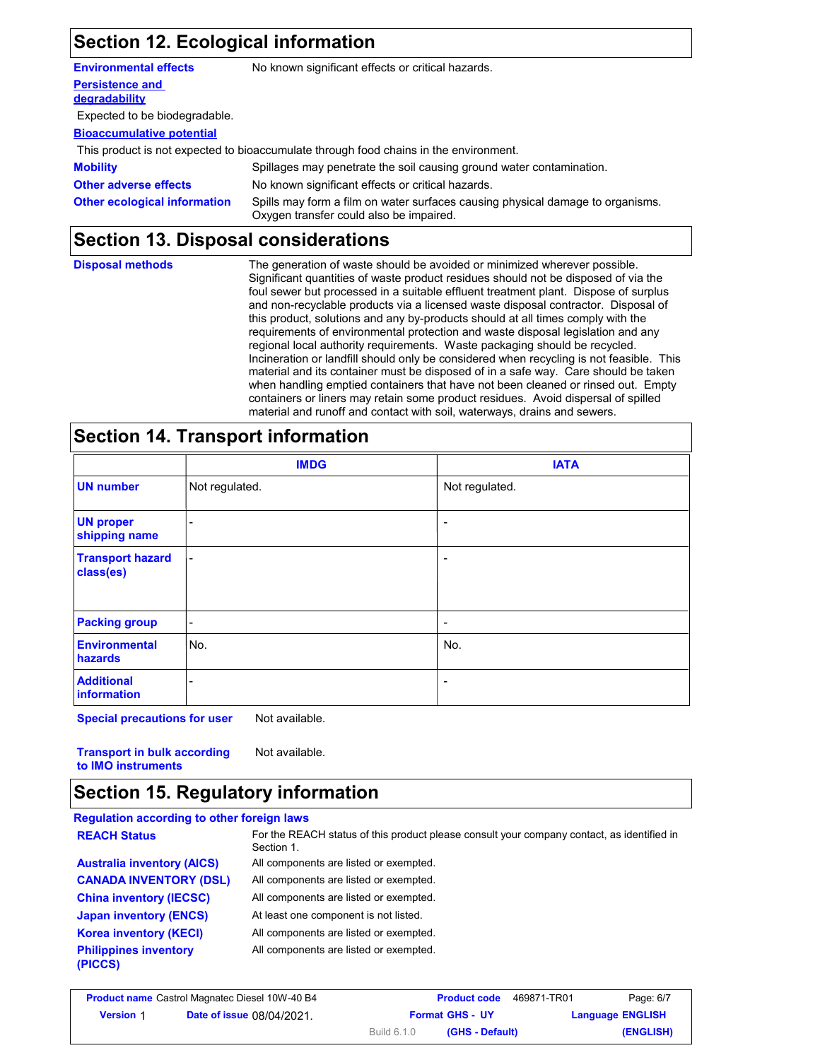## Section 12. Ecological information

**Environmental effects** No known significant effects or critical hazards.

**Persistence and degradability**

Expected to be biodegradable.

**Bioaccumulative potential**

This product is not expected to bioaccumulate through food chains in the environment.

**Mobility** Spillages may penetrate the soil causing ground water contamination.

**Other adverse effects** No known significant effects or critical hazards.

**Other ecological information** Spills may form a film on water surfaces causing physical damage to organisms. Oxygen transfer could also be impaired.

## Section 13. Disposal considerations

**Disposal methods** The generation of waste should be avoided or minimized wherever possible. Significant quantities of waste product residues should not be disposed of via the foul sewer but processed in a suitable effluent treatment plant. Dispose of surplus and non-recyclable products via a licensed waste disposal contractor. Disposal of this product, solutions and any by-products should at all times comply with the requirements of environmental protection and waste disposal legislation and any regional local authority requirements. Waste packaging should be recycled. Incineration or landfill should only be considered when recycling is not feasible. This material and its container must be disposed of in a safe way. Care should be taken when handling emptied containers that have not been cleaned or rinsed out. Empty containers or liners may retain some product residues. Avoid dispersal of spilled material and runoff and contact with soil, waterways, drains and sewers.

## Section 14. Transport information

| | IMDG | IATA |
|---|---|---|
| **UN number** | Not regulated. | Not regulated. |
| **UN proper shipping name** | - | - |
| **Transport hazard class(es)** | - | - |
| **Packing group** | - | - |
| **Environmental hazards** | No. | No. |
| **Additional information** | - | - |

**Special precautions for user** Not available.

**Transport in bulk according to IMO instruments** Not available.

## Section 15. Regulatory information

**Regulation according to other foreign laws**

**REACH Status** For the REACH status of this product please consult your company contact, as identified in Section 1.

**Australia inventory (AICS)** All components are listed or exempted.

**CANADA INVENTORY (DSL)** All components are listed or exempted.

**China inventory (IECSC)** All components are listed or exempted.

**Japan inventory (ENCS)** At least one component is not listed.

**Korea inventory (KECI)** All components are listed or exempted.

**Philippines inventory (PICCS)** All components are listed or exempted.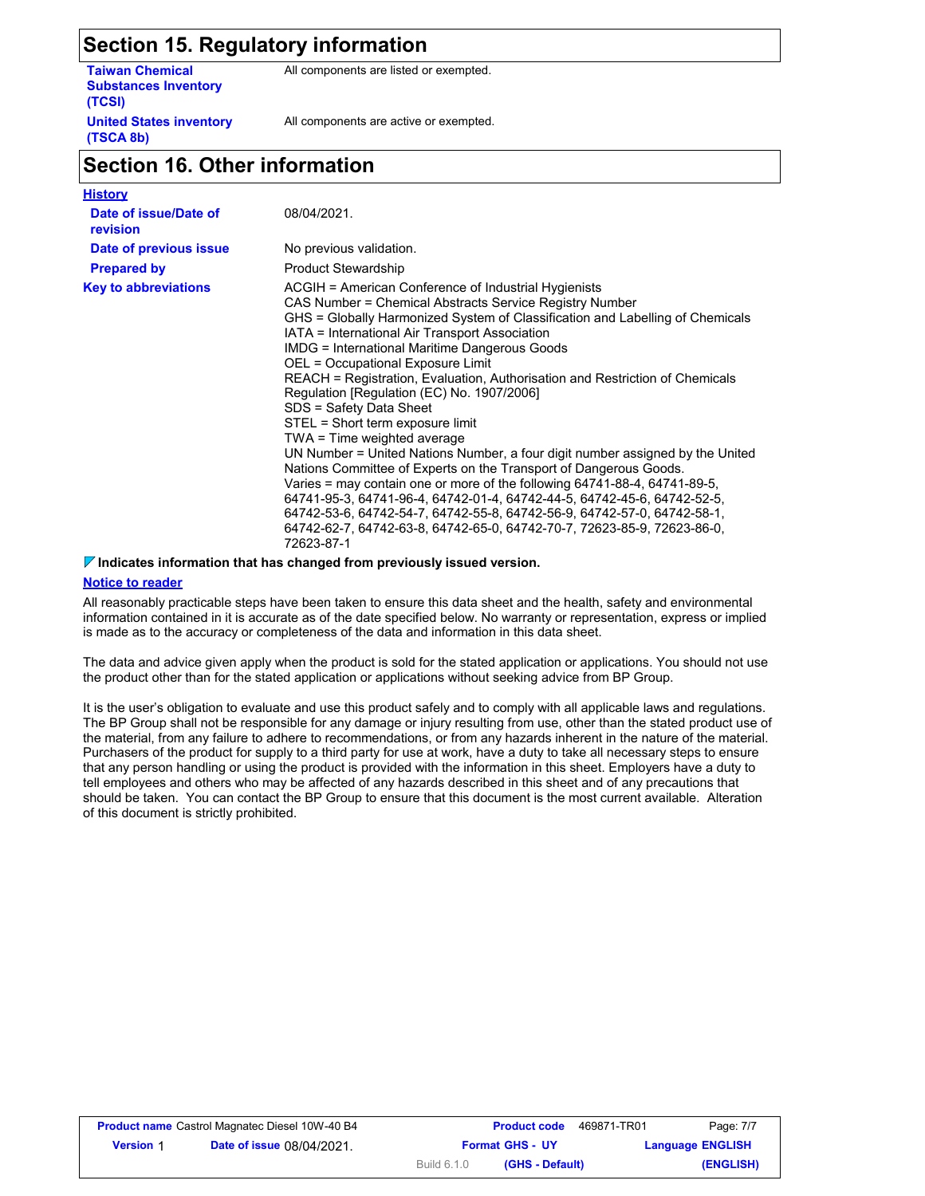## Section 15. Regulatory information

| | |
|---|---|
| **Taiwan Chemical Substances Inventory (TCSI)** | All components are listed or exempted. |
| **United States inventory (TSCA 8b)** | All components are active or exempted. |

## Section 16. Other information

**History**

| | |
|---|---|
| **Date of issue/Date of revision** | 08/04/2021. |
| **Date of previous issue** | No previous validation. |
| **Prepared by** | Product Stewardship |
| **Key to abbreviations** | ACGIH = American Conference of Industrial Hygienists<br>CAS Number = Chemical Abstracts Service Registry Number<br>GHS = Globally Harmonized System of Classification and Labelling of Chemicals<br>IATA = International Air Transport Association<br>IMDG = International Maritime Dangerous Goods<br>OEL = Occupational Exposure Limit<br>REACH = Registration, Evaluation, Authorisation and Restriction of Chemicals Regulation [Regulation (EC) No. 1907/2006]<br>SDS = Safety Data Sheet<br>STEL = Short term exposure limit<br>TWA = Time weighted average<br>UN Number = United Nations Number, a four digit number assigned by the United Nations Committee of Experts on the Transport of Dangerous Goods.<br>Varies = may contain one or more of the following 64741-88-4, 64741-89-5, 64741-95-3, 64741-96-4, 64742-01-4, 64742-44-5, 64742-45-6, 64742-52-5, 64742-53-6, 64742-54-7, 64742-55-8, 64742-56-9, 64742-57-0, 64742-58-1, 64742-62-7, 64742-63-8, 64742-65-0, 64742-70-7, 72623-85-9, 72623-86-0, 72623-87-1 |

**Indicates information that has changed from previously issued version.**

**Notice to reader**

All reasonably practicable steps have been taken to ensure this data sheet and the health, safety and environmental information contained in it is accurate as of the date specified below. No warranty or representation, express or implied is made as to the accuracy or completeness of the data and information in this data sheet.

The data and advice given apply when the product is sold for the stated application or applications. You should not use the product other than for the stated application or applications without seeking advice from BP Group.

It is the user's obligation to evaluate and use this product safely and to comply with all applicable laws and regulations. The BP Group shall not be responsible for any damage or injury resulting from use, other than the stated product use of the material, from any failure to adhere to recommendations, or from any hazards inherent in the nature of the material. Purchasers of the product for supply to a third party for use at work, have a duty to take all necessary steps to ensure that any person handling or using the product is provided with the information in this sheet. Employers have a duty to tell employees and others who may be affected of any hazards described in this sheet and of any precautions that should be taken. You can contact the BP Group to ensure that this document is the most current available. Alteration of this document is strictly prohibited.